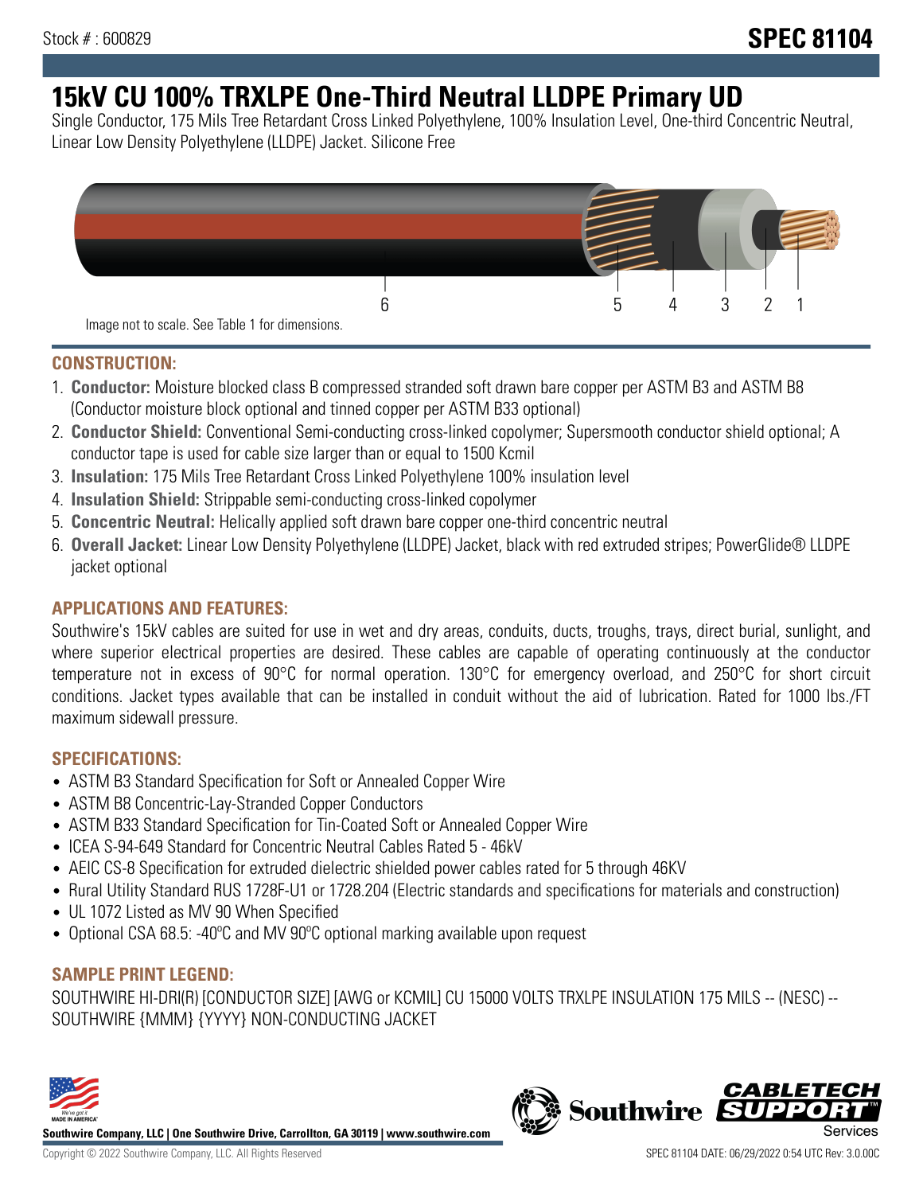Stock # : 600829

# SPEC 81104

# 15kV CU 100% TRXLPE One-Third Neutral LLDPE Primary UD

Single Conductor, 175 Mils Tree Retardant Cross Linked Polyethylene, 100% Insulation Level, One-third Concentric Neutral, Linear Low Density Polyethylene (LLDPE) Jacket. Silicone Free

6 5 4 3 2 1

Image not to scale. See Table 1 for dimensions.

## CONSTRUCTION:

1. **Conductor:** Moisture blocked class B compressed stranded soft drawn bare copper per ASTM B3 and ASTM B8 (Conductor moisture block optional and tinned copper per ASTM B33 optional)
2. **Conductor Shield:** Conventional Semi-conducting cross-linked copolymer; Supersmooth conductor shield optional; A conductor tape is used for cable size larger than or equal to 1500 Kcmil
3. **Insulation:** 175 Mils Tree Retardant Cross Linked Polyethylene 100% insulation level
4. **Insulation Shield:** Strippable semi-conducting cross-linked copolymer
5. **Concentric Neutral:** Helically applied soft drawn bare copper one-third concentric neutral
6. **Overall Jacket:** Linear Low Density Polyethylene (LLDPE) Jacket, black with red extruded stripes; PowerGlide® LLDPE jacket optional

## APPLICATIONS AND FEATURES:

Southwire's 15kV cables are suited for use in wet and dry areas, conduits, ducts, troughs, trays, direct burial, sunlight, and where superior electrical properties are desired. These cables are capable of operating continuously at the conductor temperature not in excess of 90°C for normal operation. 130°C for emergency overload, and 250°C for short circuit conditions. Jacket types available that can be installed in conduit without the aid of lubrication. Rated for 1000 lbs./FT maximum sidewall pressure.

## SPECIFICATIONS:

- ASTM B3 Standard Specification for Soft or Annealed Copper Wire
- ASTM B8 Concentric-Lay-Stranded Copper Conductors
- ASTM B33 Standard Specification for Tin-Coated Soft or Annealed Copper Wire
- ICEA S-94-649 Standard for Concentric Neutral Cables Rated 5 - 46kV
- AEIC CS-8 Specification for extruded dielectric shielded power cables rated for 5 through 46KV
- Rural Utility Standard RUS 1728F-U1 or 1728.204 (Electric standards and specifications for materials and construction)
- UL 1072 Listed as MV 90 When Specified
- Optional CSA 68.5: -40ºC and MV 90ºC optional marking available upon request

## SAMPLE PRINT LEGEND:

SOUTHWIRE HI-DRI(R) [CONDUCTOR SIZE] [AWG or KCMIL] CU 15000 VOLTS TRXLPE INSULATION 175 MILS -- (NESC) -- SOUTHWIRE {MMM} {YYYY} NON-CONDUCTING JACKET

**Southwire Company, LLC | One Southwire Drive, Carrollton, GA 30119 | www.southwire.com**

Copyright © 2022 Southwire Company, LLC. All Rights Reserved

SPEC 81104 DATE: 06/29/2022 0:54 UTC Rev: 3.0.00C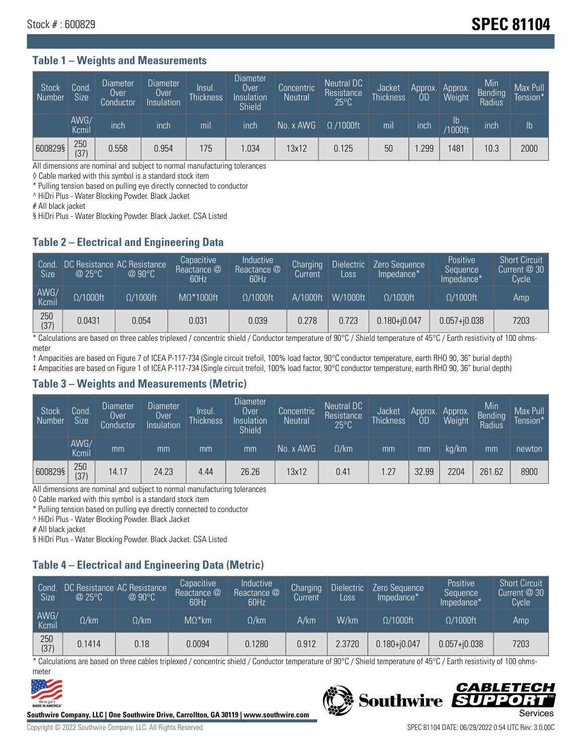Stock # : 600829

# SPEC 81104

## Table 1 – Weights and Measurements

| Stock Number | Cond. Size | Diameter Over Conductor | Diameter Over Insulation | Insul. Thickness | Diameter Over Insulation Shield | Concentric Neutral | Neutral DC Resistance 25°C | Jacket Thickness | Approx. OD | Approx. Weight | Min Bending Radius | Max Pull Tension* |
|---|---|---|---|---|---|---|---|---|---|---|---|---|
| | AWG/ Kcmil | inch | inch | mil | inch | No. x AWG | Ω /1000ft | mil | inch | lb /1000ft | inch | lb |
| 600829§ | 250 (37) | 0.558 | 0.954 | 175 | 1.034 | 13x12 | 0.125 | 50 | 1.299 | 1481 | 10.3 | 2000 |

All dimensions are nominal and subject to normal manufacturing tolerances
◊ Cable marked with this symbol is a standard stock item
* Pulling tension based on pulling eye directly connected to conductor
^ HiDri Plus - Water Blocking Powder. Black Jacket
# All black jacket
§ HiDri Plus - Water Blocking Powder. Black Jacket. CSA Listed

## Table 2 – Electrical and Engineering Data

| Cond. Size | DC Resistance @ 25°C | AC Resistance @ 90°C | Capacitive Reactance @ 60Hz | Inductive Reactance @ 60Hz | Charging Current | Dielectric Loss | Zero Sequence Impedance* | Positive Sequence Impedance* | Short Circuit Current @ 30 Cycle |
|---|---|---|---|---|---|---|---|---|---|
| AWG/ Kcmil | Ω/1000ft | Ω/1000ft | MΩ*1000ft | Ω/1000ft | A/1000ft | W/1000ft | Ω/1000ft | Ω/1000ft | Amp |
| 250 (37) | 0.0431 | 0.054 | 0.031 | 0.039 | 0.278 | 0.723 | 0.180+j0.047 | 0.057+j0.038 | 7203 |

* Calculations are based on three cables triplexed / concentric shield / Conductor temperature of 90°C / Shield temperature of 45°C / Earth resistivity of 100 ohms-meter
† Ampacities are based on Figure 7 of ICEA P-117-734 (Single circuit trefoil, 100% load factor, 90°C conductor temperature, earth RHO 90, 36" burial depth)
‡ Ampacities are based on Figure 1 of ICEA P-117-734 (Single circuit trefoil, 100% load factor, 90°C conductor temperature, earth RHO 90, 36" burial depth)

## Table 3 – Weights and Measurements (Metric)

| Stock Number | Cond. Size | Diameter Over Conductor | Diameter Over Insulation | Insul. Thickness | Diameter Over Insulation Shield | Concentric Neutral | Neutral DC Resistance 25°C | Jacket Thickness | Approx. OD | Approx. Weight | Min Bending Radius | Max Pull Tension* |
|---|---|---|---|---|---|---|---|---|---|---|---|---|
| | AWG/ Kcmil | mm | mm | mm | mm | No. x AWG | Ω/km | mm | mm | kg/km | mm | newton |
| 600829§ | 250 (37) | 14.17 | 24.23 | 4.44 | 26.26 | 13x12 | 0.41 | 1.27 | 32.99 | 2204 | 261.62 | 8900 |

All dimensions are nominal and subject to normal manufacturing tolerances
◊ Cable marked with this symbol is a standard stock item
* Pulling tension based on pulling eye directly connected to conductor
^ HiDri Plus - Water Blocking Powder. Black Jacket
# All black jacket
§ HiDri Plus - Water Blocking Powder. Black Jacket. CSA Listed

## Table 4 – Electrical and Engineering Data (Metric)

| Cond. Size | DC Resistance @ 25°C | AC Resistance @ 90°C | Capacitive Reactance @ 60Hz | Inductive Reactance @ 60Hz | Charging Current | Dielectric Loss | Zero Sequence Impedance* | Positive Sequence Impedance* | Short Circuit Current @ 30 Cycle |
|---|---|---|---|---|---|---|---|---|---|
| AWG/ Kcmil | Ω/km | Ω/km | MΩ*km | Ω/km | A/km | W/km | Ω/1000ft | Ω/1000ft | Amp |
| 250 (37) | 0.1414 | 0.18 | 0.0094 | 0.1280 | 0.912 | 2.3720 | 0.180+j0.047 | 0.057+j0.038 | 7203 |

* Calculations are based on three cables triplexed / concentric shield / Conductor temperature of 90°C / Shield temperature of 45°C / Earth resistivity of 100 ohms-meter

**Southwire Company, LLC | One Southwire Drive, Carrollton, GA 30119 | www.southwire.com**

Copyright © 2022 Southwire Company, LLC. All Rights Reserved

SPEC 81104 DATE: 06/29/2022 0:54 UTC Rev: 3.0.00C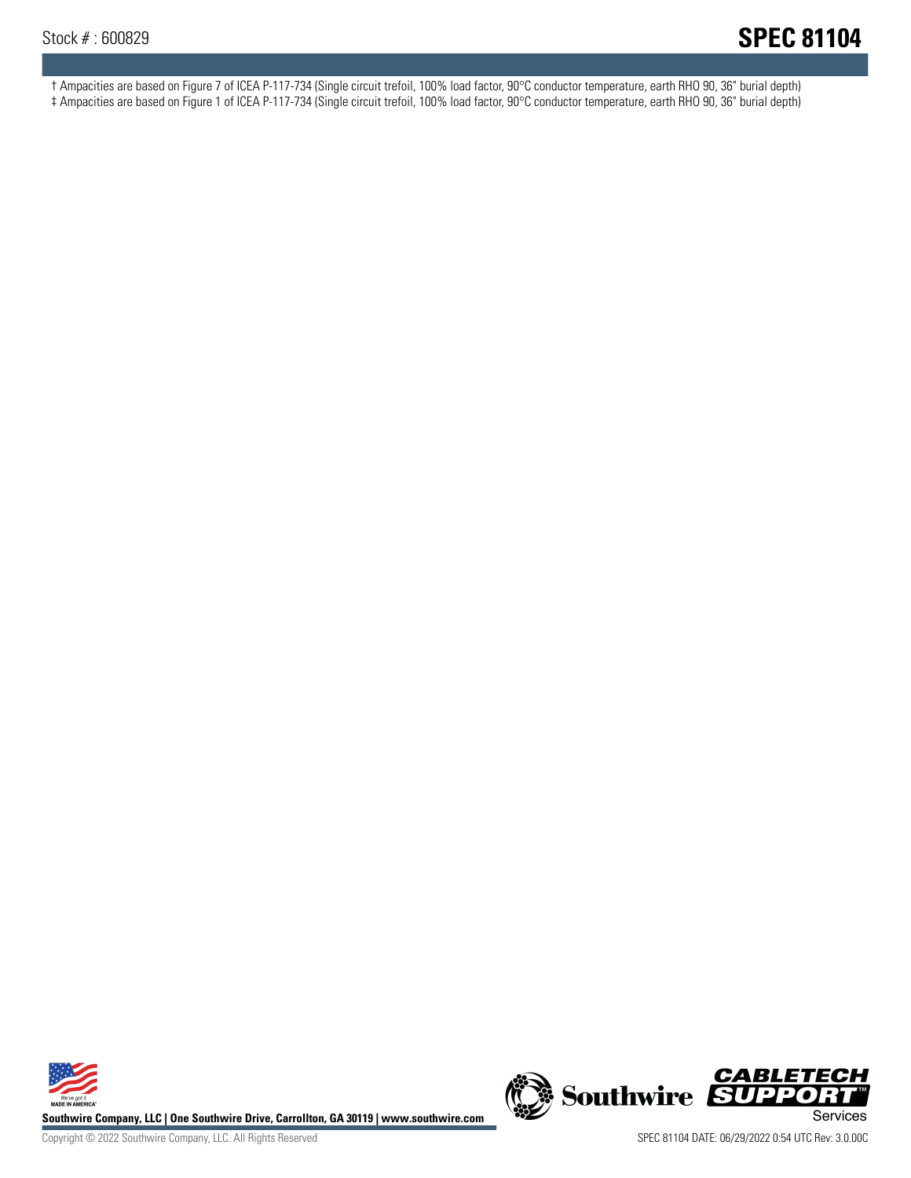† Ampacities are based on Figure 7 of ICEA P-117-734 (Single circuit trefoil, 100% load factor, 90°C conductor temperature, earth RHO 90, 36" burial depth)

‡ Ampacities are based on Figure 1 of ICEA P-117-734 (Single circuit trefoil, 100% load factor, 90°C conductor temperature, earth RHO 90, 36" burial depth)